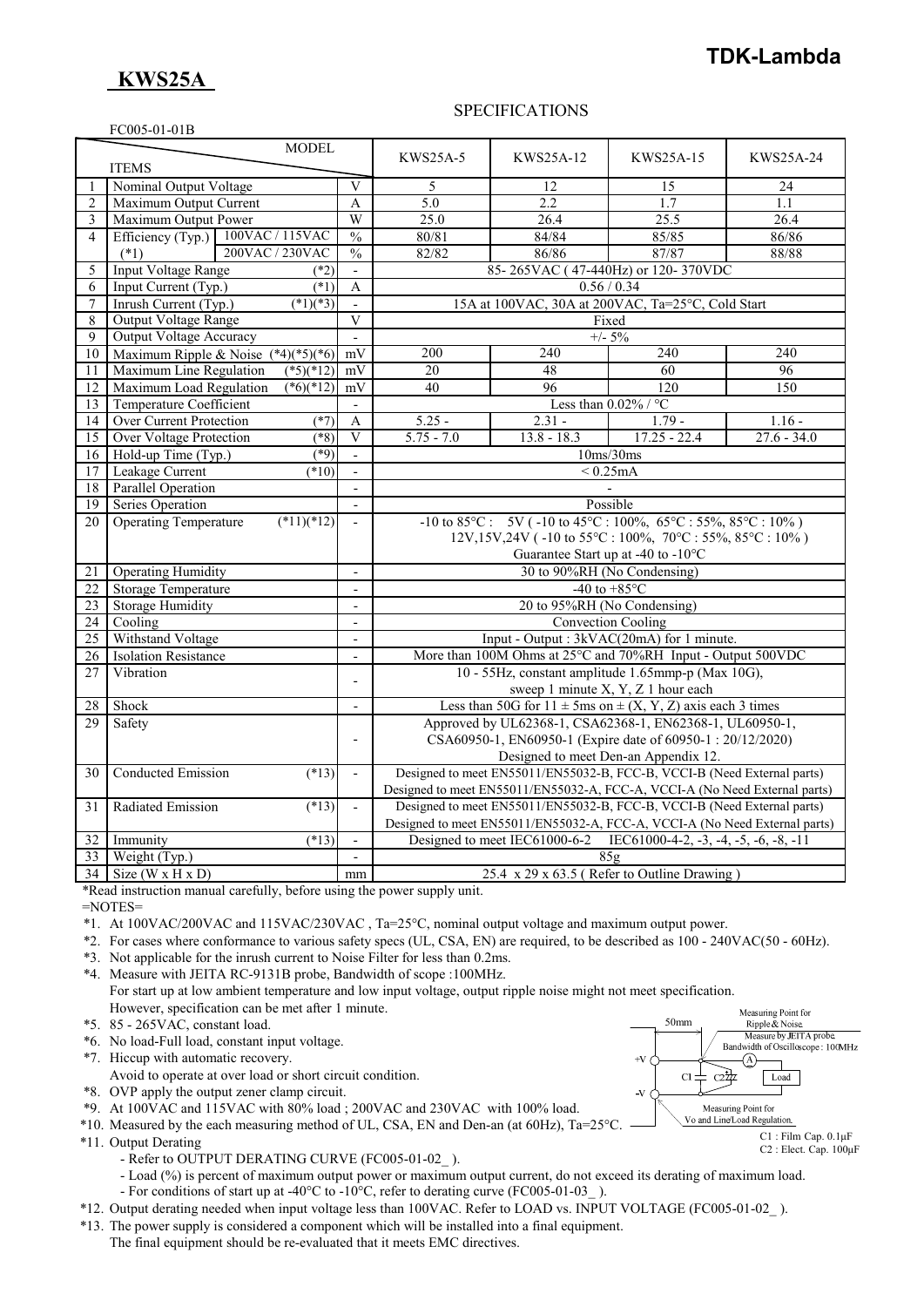# KWS25A

**TDK-Lambda**

## SPECIFICATIONS

FC005-01-01B

| | ITEMS / MODEL | | | KWS25A-5 | KWS25A-12 | KWS25A-15 | KWS25A-24 |
|---|---|---|---|---|---|---|---|
| 1 | Nominal Output Voltage | | V | 5 | 12 | 15 | 24 |
| 2 | Maximum Output Current | | A | 5.0 | 2.2 | 1.7 | 1.1 |
| 3 | Maximum Output Power | | W | 25.0 | 26.4 | 25.5 | 26.4 |
| 4 | Efficiency (Typ.) (*1) | 100VAC / 115VAC | % | 80/81 | 84/84 | 85/85 | 86/86 |
| | | 200VAC / 230VAC | % | 82/82 | 86/86 | 87/87 | 88/88 |
| 5 | Input Voltage Range | (*2) | - | 85- 265VAC ( 47-440Hz) or 120- 370VDC | | | |
| 6 | Input Current (Typ.) | (*1) | A | 0.56 / 0.34 | | | |
| 7 | Inrush Current (Typ.) | (*1)(*3) | - | 15A at 100VAC, 30A at 200VAC, Ta=25°C, Cold Start | | | |
| 8 | Output Voltage Range | | V | Fixed | | | |
| 9 | Output Voltage Accuracy | | - | +/- 5% | | | |
| 10 | Maximum Ripple & Noise | (*4)(*5)(*6) | mV | 200 | 240 | 240 | 240 |
| 11 | Maximum Line Regulation | (*5)(*12) | mV | 20 | 48 | 60 | 96 |
| 12 | Maximum Load Regulation | (*6)(*12) | mV | 40 | 96 | 120 | 150 |
| 13 | Temperature Coefficient | | - | Less than 0.02% / °C | | | |
| 14 | Over Current Protection | (*7) | A | 5.25 - | 2.31 - | 1.79 - | 1.16 - |
| 15 | Over Voltage Protection | (*8) | V | 5.75 - 7.0 | 13.8 - 18.3 | 17.25 - 22.4 | 27.6 - 34.0 |
| 16 | Hold-up Time (Typ.) | (*9) | - | 10ms/30ms | | | |
| 17 | Leakage Current | (*10) | - | < 0.25mA | | | |
| 18 | Parallel Operation | | - | - | | | |
| 19 | Series Operation | | - | Possible | | | |
| 20 | Operating Temperature | (*11)(*12) | - | -10 to 85°C : 5V ( -10 to 45°C : 100%, 65°C : 55%, 85°C : 10% )<br>12V,15V,24V ( -10 to 55°C : 100%, 70°C : 55%, 85°C : 10% )<br>Guarantee Start up at -40 to -10°C | | | |
| 21 | Operating Humidity | | - | 30 to 90%RH (No Condensing) | | | |
| 22 | Storage Temperature | | - | -40 to +85°C | | | |
| 23 | Storage Humidity | | - | 20 to 95%RH (No Condensing) | | | |
| 24 | Cooling | | - | Convection Cooling | | | |
| 25 | Withstand Voltage | | - | Input - Output : 3kVAC(20mA) for 1 minute. | | | |
| 26 | Isolation Resistance | | - | More than 100M Ohms at 25°C and 70%RH Input - Output 500VDC | | | |
| 27 | Vibration | | - | 10 - 55Hz, constant amplitude 1.65mmp-p (Max 10G),<br>sweep 1 minute X, Y, Z 1 hour each | | | |
| 28 | Shock | | - | Less than 50G for 11 ± 5ms on ± (X, Y, Z) axis each 3 times | | | |
| 29 | Safety | | - | Approved by UL62368-1, CSA62368-1, EN62368-1, UL60950-1,<br>CSA60950-1, EN60950-1 (Expire date of 60950-1 : 20/12/2020)<br>Designed to meet Den-an Appendix 12. | | | |
| 30 | Conducted Emission | (*13) | - | Designed to meet EN55011/EN55032-B, FCC-B, VCCI-B (Need External parts)<br>Designed to meet EN55011/EN55032-A, FCC-A, VCCI-A (No Need External parts) | | | |
| 31 | Radiated Emission | (*13) | - | Designed to meet EN55011/EN55032-B, FCC-B, VCCI-B (Need External parts)<br>Designed to meet EN55011/EN55032-A, FCC-A, VCCI-A (No Need External parts) | | | |
| 32 | Immunity | (*13) | - | Designed to meet IEC61000-6-2 IEC61000-4-2, -3, -4, -5, -6, -8, -11 | | | |
| 33 | Weight (Typ.) | | - | 85g | | | |
| 34 | Size (W x H x D) | | mm | 25.4 x 29 x 63.5 ( Refer to Outline Drawing ) | | | |

*Read instruction manual carefully, before using the power supply unit.

=NOTES=

*1. At 100VAC/200VAC and 115VAC/230VAC , Ta=25°C, nominal output voltage and maximum output power.

*2. For cases where conformance to various safety specs (UL, CSA, EN) are required, to be described as 100 - 240VAC(50 - 60Hz).

*3. Not applicable for the inrush current to Noise Filter for less than 0.2ms.

*4. Measure with JEITA RC-9131B probe, Bandwidth of scope :100MHz.
For start up at low ambient temperature and low input voltage, output ripple noise might not meet specification.
However, specification can be met after 1 minute.

*5. 85 - 265VAC, constant load.

*6. No load-Full load, constant input voltage.

*7. Hiccup with automatic recovery.
Avoid to operate at over load or short circuit condition.

*8. OVP apply the output zener clamp circuit.

*9. At 100VAC and 115VAC with 80% load ; 200VAC and 230VAC with 100% load.

*10. Measured by the each measuring method of UL, CSA, EN and Den-an (at 60Hz), Ta=25°C.

*11. Output Derating
- Refer to OUTPUT DERATING CURVE (FC005-01-02_ ).
- Load (%) is percent of maximum output power or maximum output current, do not exceed its derating of maximum load.
- For conditions of start up at -40°C to -10°C, refer to derating curve (FC005-01-03_ ).

*12. Output derating needed when input voltage less than 100VAC. Refer to LOAD vs. INPUT VOLTAGE (FC005-01-02_ ).

*13. The power supply is considered a component which will be installed into a final equipment.
The final equipment should be re-evaluated that it meets EMC directives.

Measuring Point for Ripple & Noise. Measure by JEITA probe. Bandwidth of Oscilloscope : 100MHz
50mm
+V, -V, C1, C2, A, Load
Measuring Point for Vo and Line/Load Regulation.
C1 : Film Cap. 0.1μF
C2 : Elect. Cap. 100μF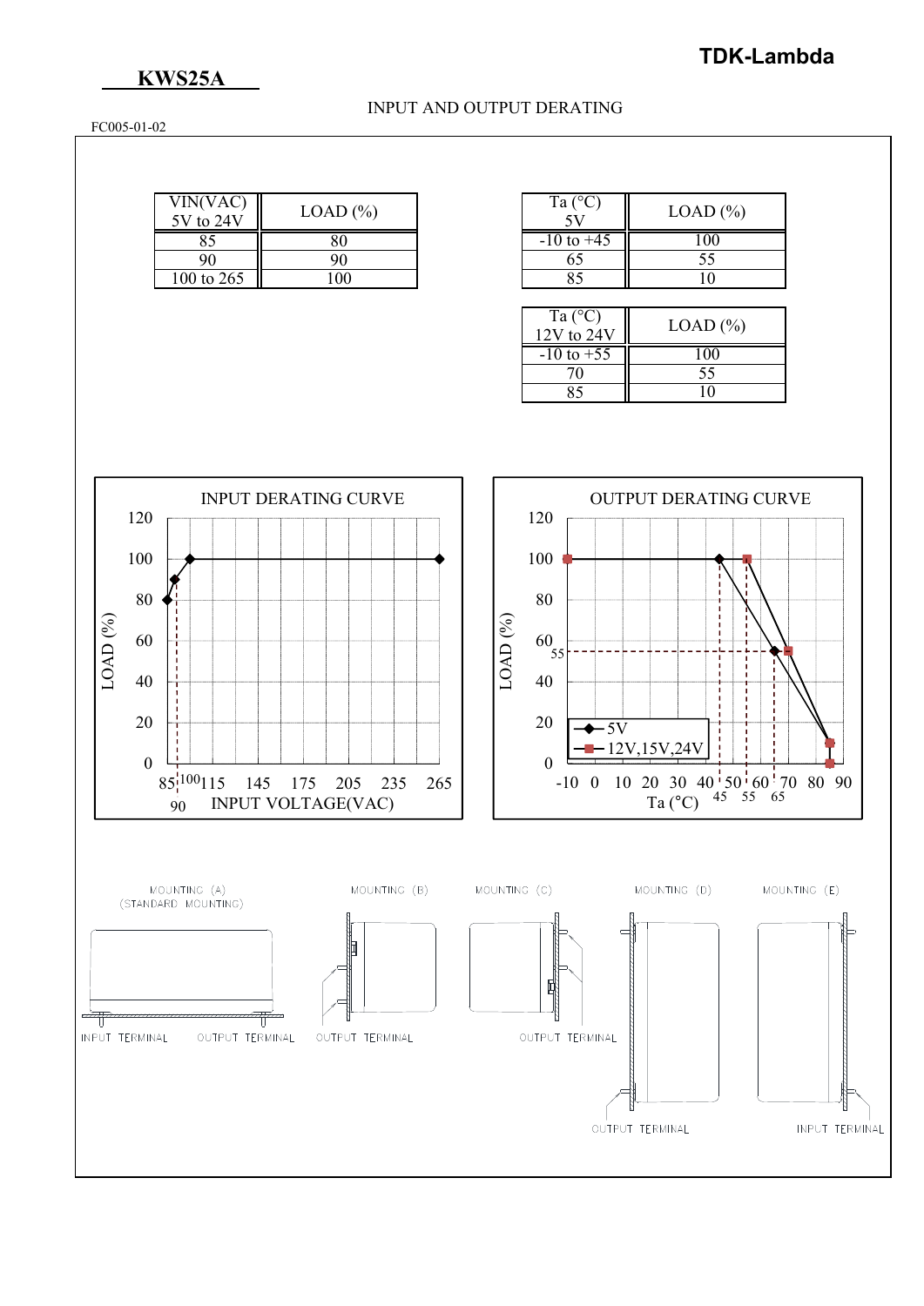**KWS25A**

**TDK-Lambda**

INPUT AND OUTPUT DERATING

FC005-01-02

| VIN(VAC) 5V to 24V | LOAD (%) |
|---|---|
| 85 | 80 |
| 90 | 90 |
| 100 to 265 | 100 |

| Ta (°C) 5V | LOAD (%) |
|---|---|
| -10 to +45 | 100 |
| 65 | 55 |
| 85 | 10 |

| Ta (°C) 12V to 24V | LOAD (%) |
|---|---|
| -10 to +55 | 100 |
| 70 | 55 |
| 85 | 10 |

INPUT DERATING CURVE

LOAD (%) — INPUT VOLTAGE(VAC)

OUTPUT DERATING CURVE

LOAD (%) — Ta (°C)

5V, 12V,15V,24V

MOUNTING (A) (STANDARD MOUNTING)

MOUNTING (B)

MOUNTING (C)

MOUNTING (D)

MOUNTING (E)

INPUT TERMINAL, OUTPUT TERMINAL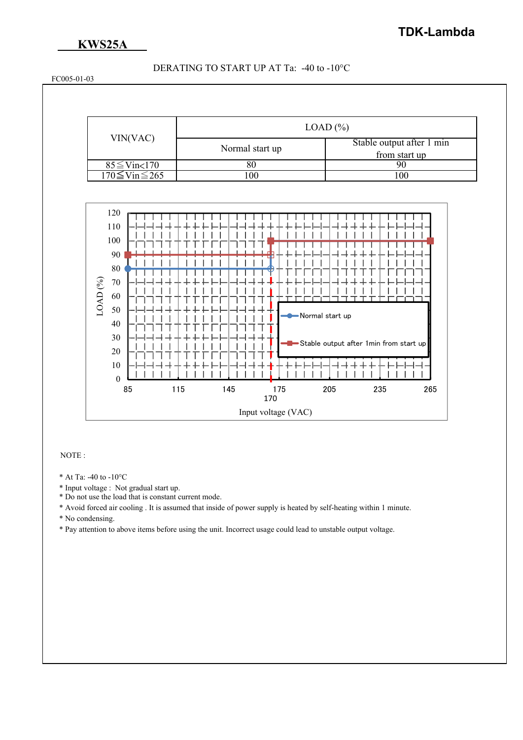**KWS25A**

**TDK-Lambda**

DERATING TO START UP AT Ta: -40 to -10°C

FC005-01-03

| VIN(VAC) | LOAD (%) | |
|---|---|---|
| | Normal start up | Stable output after 1 min from start up |
| 85≦Vin<170 | 80 | 90 |
| 170≦Vin≦265 | 100 | 100 |

LOAD (%)

120
110
100
90
80
70
60
50
40
30
20
10
0

85
115
145
175
170
205
235
265

Input voltage (VAC)

Normal start up

Stable output after 1min from start up

NOTE :

* At Ta: -40 to -10°C
* Input voltage : Not gradual start up.
* Do not use the load that is constant current mode.
* Avoid forced air cooling . It is assumed that inside of power supply is heated by self-heating within 1 minute.
* No condensing.
* Pay attention to above items before using the unit. Incorrect usage could lead to unstable output voltage.